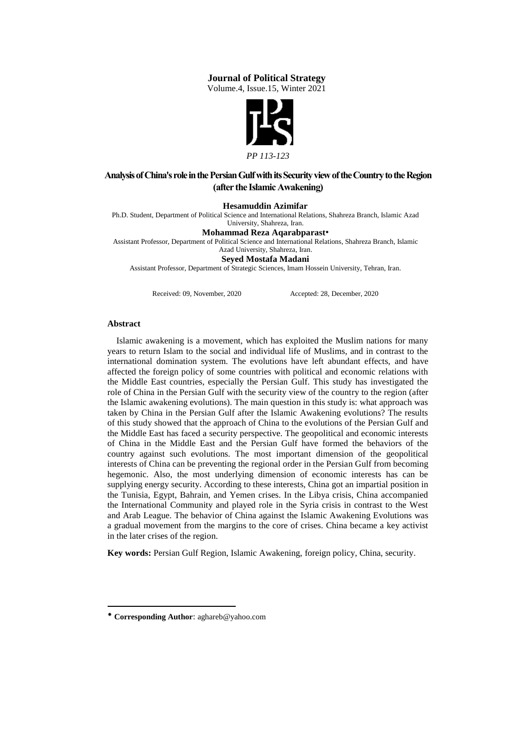# Analysis of China's role in the Persian Gulf with its Security view of the Country to the Region (after the Islamic Awakening)

**Hesamuddin Azimifar**

Ph.D. Student, Department of Political Science and International Relations, Shahreza Branch, Islamic Azad University, Shahreza, Iran.

**Mohammad Reza Aqarabparast***

Assistant Professor, Department of Political Science and International Relations, Shahreza Branch, Islamic Azad University, Shahreza, Iran.

**Seyed Mostafa Madani**

Assistant Professor, Department of Strategic Sciences, Imam Hossein University, Tehran, Iran.

Received: 09, November, 2020 Accepted: 28, December, 2020

## Abstract

Islamic awakening is a movement, which has exploited the Muslim nations for many years to return Islam to the social and individual life of Muslims, and in contrast to the international domination system. The evolutions have left abundant effects, and have affected the foreign policy of some countries with political and economic relations with the Middle East countries, especially the Persian Gulf. This study has investigated the role of China in the Persian Gulf with the security view of the country to the region (after the Islamic awakening evolutions). The main question in this study is: what approach was taken by China in the Persian Gulf after the Islamic Awakening evolutions? The results of this study showed that the approach of China to the evolutions of the Persian Gulf and the Middle East has faced a security perspective. The geopolitical and economic interests of China in the Middle East and the Persian Gulf have formed the behaviors of the country against such evolutions. The most important dimension of the geopolitical interests of China can be preventing the regional order in the Persian Gulf from becoming hegemonic. Also, the most underlying dimension of economic interests has can be supplying energy security. According to these interests, China got an impartial position in the Tunisia, Egypt, Bahrain, and Yemen crises. In the Libya crisis, China accompanied the International Community and played role in the Syria crisis in contrast to the West and Arab League. The behavior of China against the Islamic Awakening Evolutions was a gradual movement from the margins to the core of crises. China became a key activist in the later crises of the region.

**Key words:** Persian Gulf Region, Islamic Awakening, foreign policy, China, security.

---

* **Corresponding Author**: aghareb@yahoo.com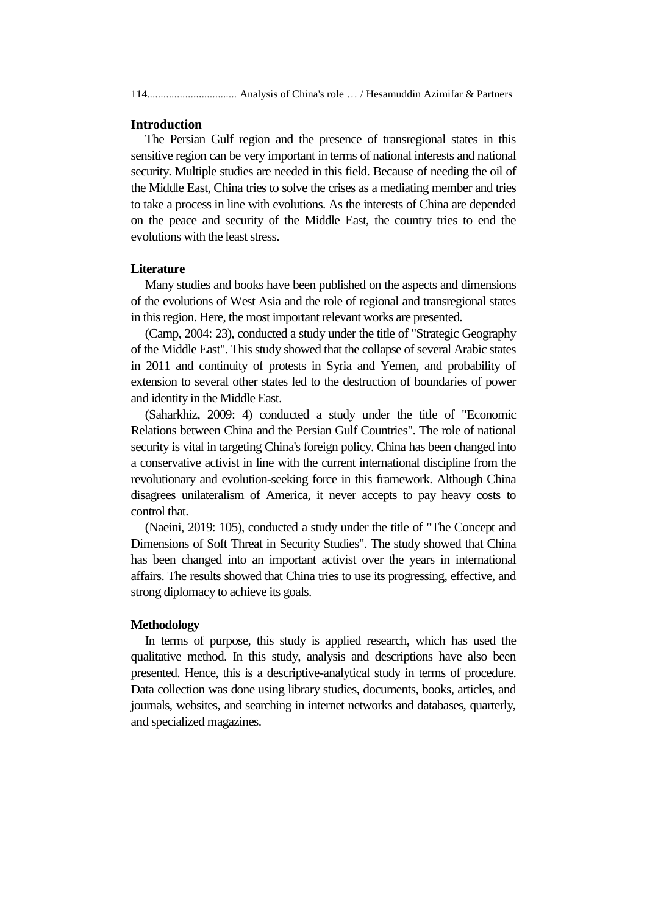## Introduction

The Persian Gulf region and the presence of transregional states in this sensitive region can be very important in terms of national interests and national security. Multiple studies are needed in this field. Because of needing the oil of the Middle East, China tries to solve the crises as a mediating member and tries to take a process in line with evolutions. As the interests of China are depended on the peace and security of the Middle East, the country tries to end the evolutions with the least stress.

## Literature

Many studies and books have been published on the aspects and dimensions of the evolutions of West Asia and the role of regional and transregional states in this region. Here, the most important relevant works are presented.

(Camp, 2004: 23), conducted a study under the title of "Strategic Geography of the Middle East". This study showed that the collapse of several Arabic states in 2011 and continuity of protests in Syria and Yemen, and probability of extension to several other states led to the destruction of boundaries of power and identity in the Middle East.

(Saharkhiz, 2009: 4) conducted a study under the title of "Economic Relations between China and the Persian Gulf Countries". The role of national security is vital in targeting China's foreign policy. China has been changed into a conservative activist in line with the current international discipline from the revolutionary and evolution-seeking force in this framework. Although China disagrees unilateralism of America, it never accepts to pay heavy costs to control that.

(Naeini, 2019: 105), conducted a study under the title of "The Concept and Dimensions of Soft Threat in Security Studies". The study showed that China has been changed into an important activist over the years in international affairs. The results showed that China tries to use its progressing, effective, and strong diplomacy to achieve its goals.

## Methodology

In terms of purpose, this study is applied research, which has used the qualitative method. In this study, analysis and descriptions have also been presented. Hence, this is a descriptive-analytical study in terms of procedure. Data collection was done using library studies, documents, books, articles, and journals, websites, and searching in internet networks and databases, quarterly, and specialized magazines.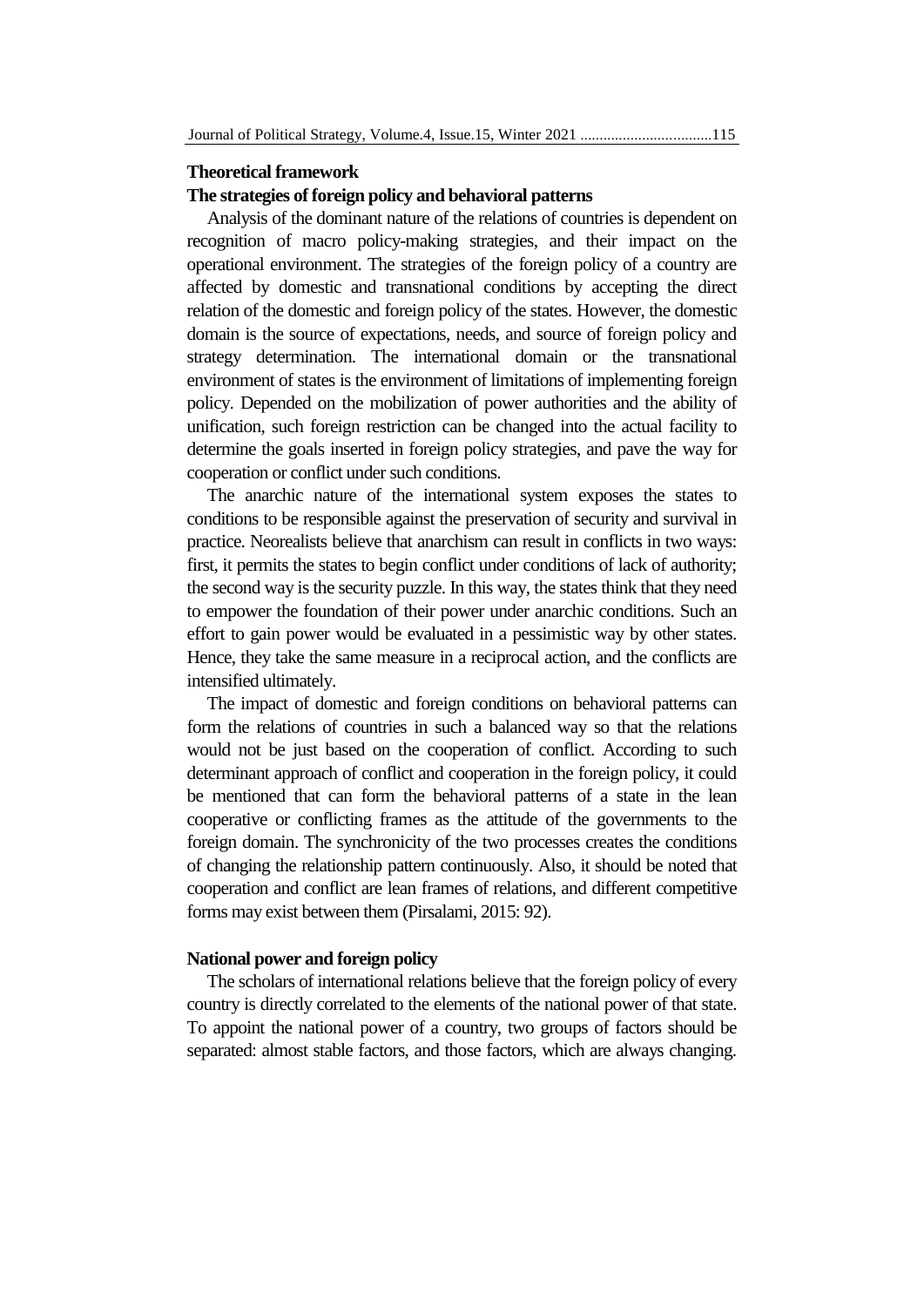## Theoretical framework

### The strategies of foreign policy and behavioral patterns

Analysis of the dominant nature of the relations of countries is dependent on recognition of macro policy-making strategies, and their impact on the operational environment. The strategies of the foreign policy of a country are affected by domestic and transnational conditions by accepting the direct relation of the domestic and foreign policy of the states. However, the domestic domain is the source of expectations, needs, and source of foreign policy and strategy determination. The international domain or the transnational environment of states is the environment of limitations of implementing foreign policy. Depended on the mobilization of power authorities and the ability of unification, such foreign restriction can be changed into the actual facility to determine the goals inserted in foreign policy strategies, and pave the way for cooperation or conflict under such conditions.

The anarchic nature of the international system exposes the states to conditions to be responsible against the preservation of security and survival in practice. Neorealists believe that anarchism can result in conflicts in two ways: first, it permits the states to begin conflict under conditions of lack of authority; the second way is the security puzzle. In this way, the states think that they need to empower the foundation of their power under anarchic conditions. Such an effort to gain power would be evaluated in a pessimistic way by other states. Hence, they take the same measure in a reciprocal action, and the conflicts are intensified ultimately.

The impact of domestic and foreign conditions on behavioral patterns can form the relations of countries in such a balanced way so that the relations would not be just based on the cooperation of conflict. According to such determinant approach of conflict and cooperation in the foreign policy, it could be mentioned that can form the behavioral patterns of a state in the lean cooperative or conflicting frames as the attitude of the governments to the foreign domain. The synchronicity of the two processes creates the conditions of changing the relationship pattern continuously. Also, it should be noted that cooperation and conflict are lean frames of relations, and different competitive forms may exist between them (Pirsalami, 2015: 92).

### National power and foreign policy

The scholars of international relations believe that the foreign policy of every country is directly correlated to the elements of the national power of that state. To appoint the national power of a country, two groups of factors should be separated: almost stable factors, and those factors, which are always changing.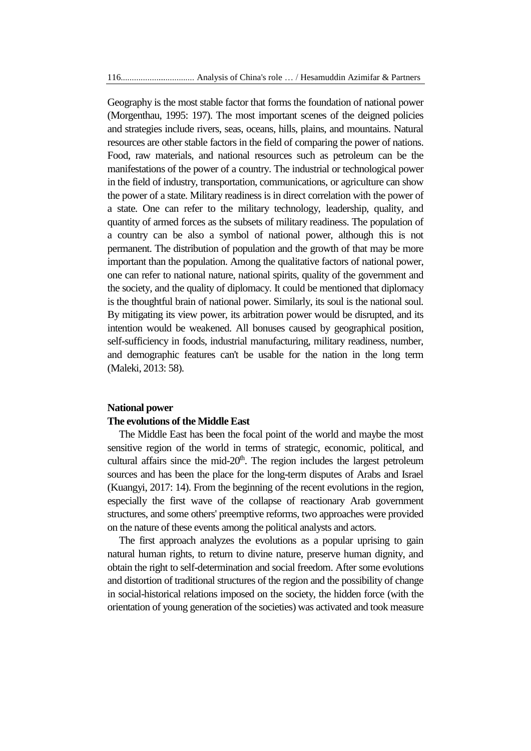Geography is the most stable factor that forms the foundation of national power (Morgenthau, 1995: 197). The most important scenes of the deigned policies and strategies include rivers, seas, oceans, hills, plains, and mountains. Natural resources are other stable factors in the field of comparing the power of nations. Food, raw materials, and national resources such as petroleum can be the manifestations of the power of a country. The industrial or technological power in the field of industry, transportation, communications, or agriculture can show the power of a state. Military readiness is in direct correlation with the power of a state. One can refer to the military technology, leadership, quality, and quantity of armed forces as the subsets of military readiness. The population of a country can be also a symbol of national power, although this is not permanent. The distribution of population and the growth of that may be more important than the population. Among the qualitative factors of national power, one can refer to national nature, national spirits, quality of the government and the society, and the quality of diplomacy. It could be mentioned that diplomacy is the thoughtful brain of national power. Similarly, its soul is the national soul. By mitigating its view power, its arbitration power would be disrupted, and its intention would be weakened. All bonuses caused by geographical position, self-sufficiency in foods, industrial manufacturing, military readiness, number, and demographic features can't be usable for the nation in the long term (Maleki, 2013: 58).

**National power**

**The evolutions of the Middle East**

The Middle East has been the focal point of the world and maybe the most sensitive region of the world in terms of strategic, economic, political, and cultural affairs since the mid-20th. The region includes the largest petroleum sources and has been the place for the long-term disputes of Arabs and Israel (Kuangyi, 2017: 14). From the beginning of the recent evolutions in the region, especially the first wave of the collapse of reactionary Arab government structures, and some others' preemptive reforms, two approaches were provided on the nature of these events among the political analysts and actors.

The first approach analyzes the evolutions as a popular uprising to gain natural human rights, to return to divine nature, preserve human dignity, and obtain the right to self-determination and social freedom. After some evolutions and distortion of traditional structures of the region and the possibility of change in social-historical relations imposed on the society, the hidden force (with the orientation of young generation of the societies) was activated and took measure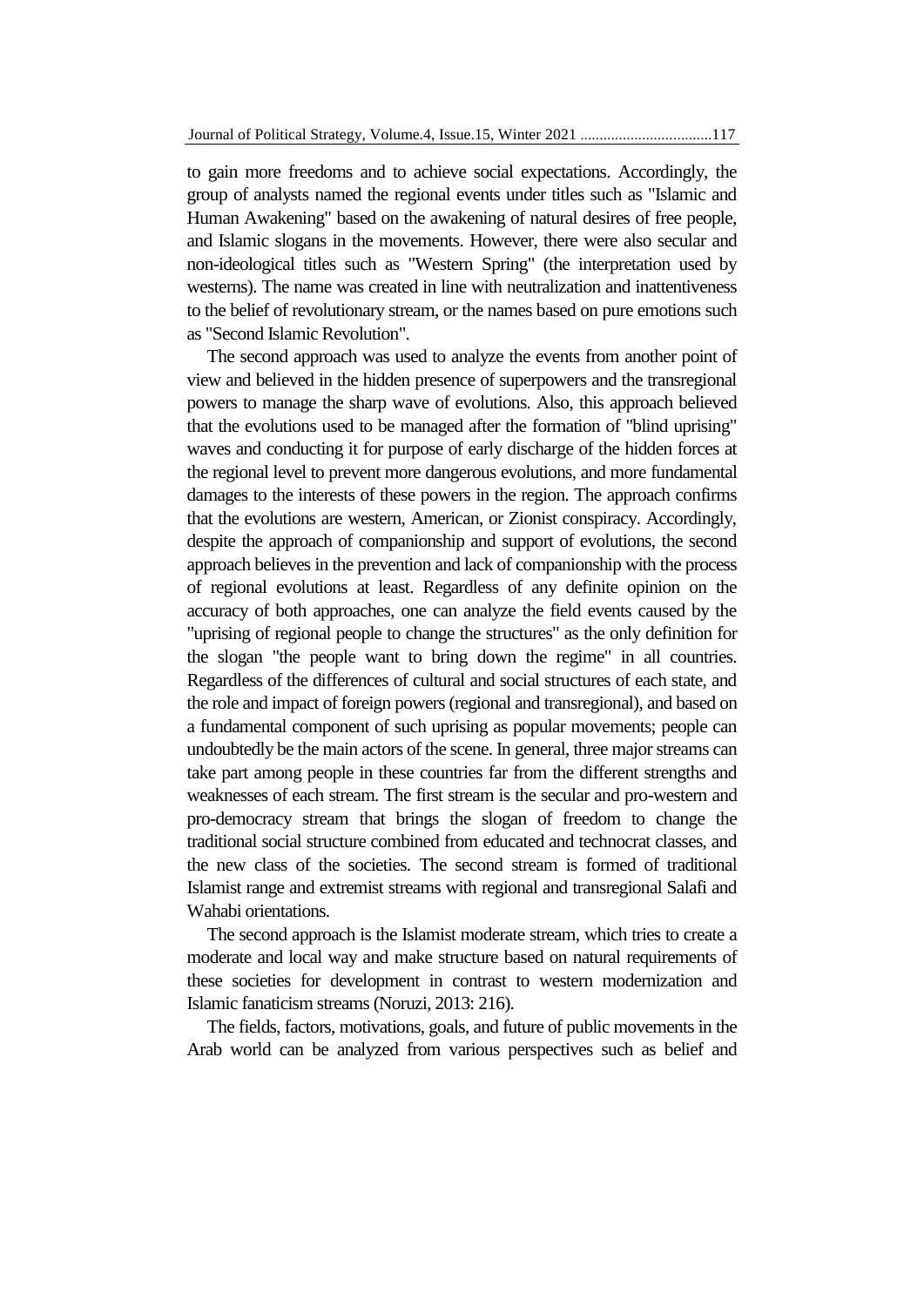to gain more freedoms and to achieve social expectations. Accordingly, the group of analysts named the regional events under titles such as "Islamic and Human Awakening" based on the awakening of natural desires of free people, and Islamic slogans in the movements. However, there were also secular and non-ideological titles such as "Western Spring" (the interpretation used by westerns). The name was created in line with neutralization and inattentiveness to the belief of revolutionary stream, or the names based on pure emotions such as "Second Islamic Revolution".

The second approach was used to analyze the events from another point of view and believed in the hidden presence of superpowers and the transregional powers to manage the sharp wave of evolutions. Also, this approach believed that the evolutions used to be managed after the formation of "blind uprising" waves and conducting it for purpose of early discharge of the hidden forces at the regional level to prevent more dangerous evolutions, and more fundamental damages to the interests of these powers in the region. The approach confirms that the evolutions are western, American, or Zionist conspiracy. Accordingly, despite the approach of companionship and support of evolutions, the second approach believes in the prevention and lack of companionship with the process of regional evolutions at least. Regardless of any definite opinion on the accuracy of both approaches, one can analyze the field events caused by the "uprising of regional people to change the structures" as the only definition for the slogan "the people want to bring down the regime" in all countries. Regardless of the differences of cultural and social structures of each state, and the role and impact of foreign powers (regional and transregional), and based on a fundamental component of such uprising as popular movements; people can undoubtedly be the main actors of the scene. In general, three major streams can take part among people in these countries far from the different strengths and weaknesses of each stream. The first stream is the secular and pro-western and pro-democracy stream that brings the slogan of freedom to change the traditional social structure combined from educated and technocrat classes, and the new class of the societies. The second stream is formed of traditional Islamist range and extremist streams with regional and transregional Salafi and Wahabi orientations.

The second approach is the Islamist moderate stream, which tries to create a moderate and local way and make structure based on natural requirements of these societies for development in contrast to western modernization and Islamic fanaticism streams (Noruzi, 2013: 216).

The fields, factors, motivations, goals, and future of public movements in the Arab world can be analyzed from various perspectives such as belief and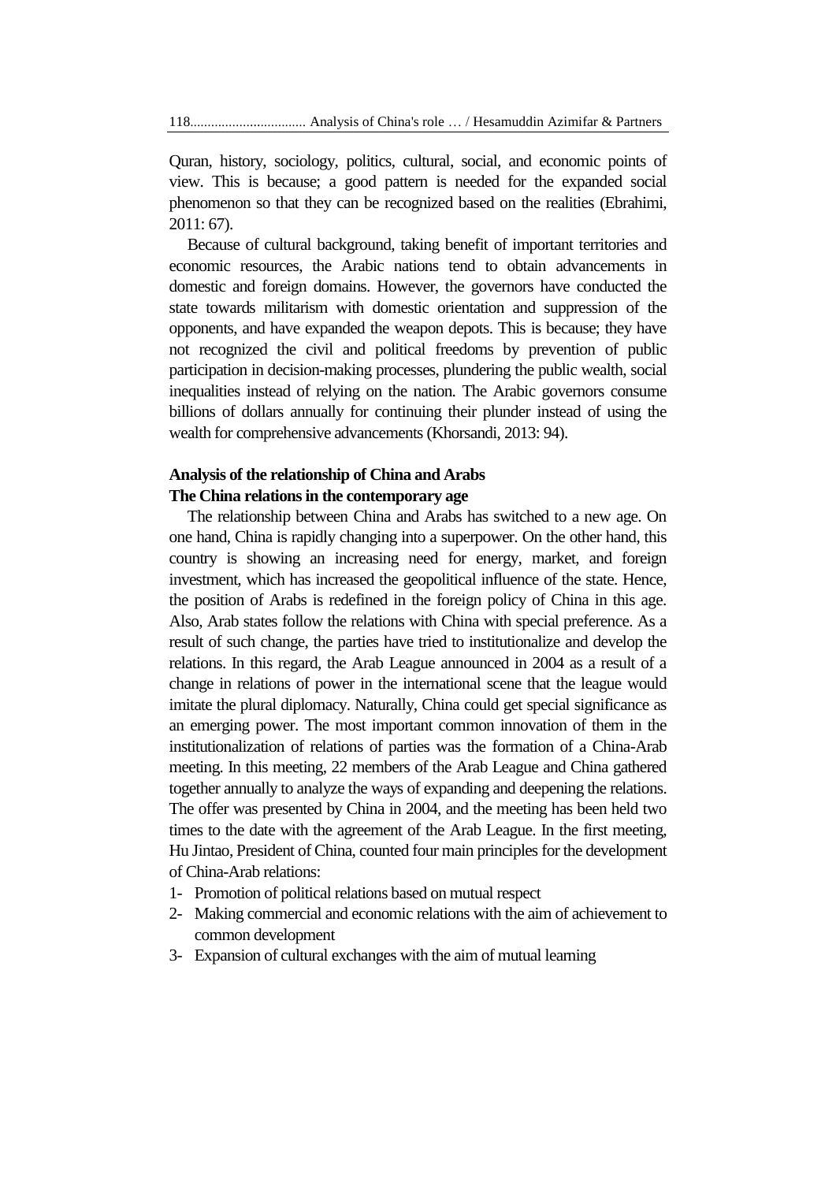Quran, history, sociology, politics, cultural, social, and economic points of view. This is because; a good pattern is needed for the expanded social phenomenon so that they can be recognized based on the realities (Ebrahimi, 2011: 67).

Because of cultural background, taking benefit of important territories and economic resources, the Arabic nations tend to obtain advancements in domestic and foreign domains. However, the governors have conducted the state towards militarism with domestic orientation and suppression of the opponents, and have expanded the weapon depots. This is because; they have not recognized the civil and political freedoms by prevention of public participation in decision-making processes, plundering the public wealth, social inequalities instead of relying on the nation. The Arabic governors consume billions of dollars annually for continuing their plunder instead of using the wealth for comprehensive advancements (Khorsandi, 2013: 94).

**Analysis of the relationship of China and Arabs**

**The China relations in the contemporary age**

The relationship between China and Arabs has switched to a new age. On one hand, China is rapidly changing into a superpower. On the other hand, this country is showing an increasing need for energy, market, and foreign investment, which has increased the geopolitical influence of the state. Hence, the position of Arabs is redefined in the foreign policy of China in this age. Also, Arab states follow the relations with China with special preference. As a result of such change, the parties have tried to institutionalize and develop the relations. In this regard, the Arab League announced in 2004 as a result of a change in relations of power in the international scene that the league would imitate the plural diplomacy. Naturally, China could get special significance as an emerging power. The most important common innovation of them in the institutionalization of relations of parties was the formation of a China-Arab meeting. In this meeting, 22 members of the Arab League and China gathered together annually to analyze the ways of expanding and deepening the relations. The offer was presented by China in 2004, and the meeting has been held two times to the date with the agreement of the Arab League. In the first meeting, Hu Jintao, President of China, counted four main principles for the development of China-Arab relations:

1- Promotion of political relations based on mutual respect
2- Making commercial and economic relations with the aim of achievement to common development
3- Expansion of cultural exchanges with the aim of mutual learning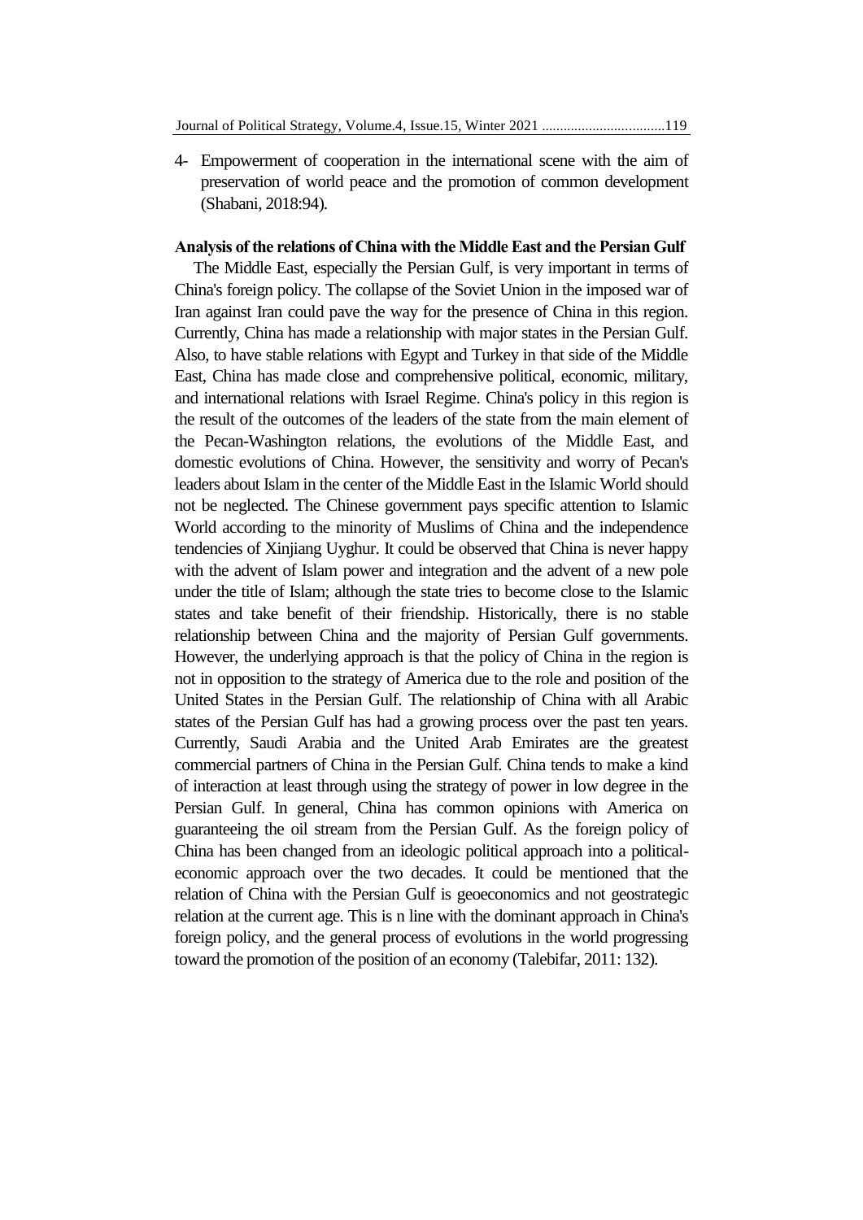4- Empowerment of cooperation in the international scene with the aim of preservation of world peace and the promotion of common development (Shabani, 2018:94).

**Analysis of the relations of China with the Middle East and the Persian Gulf**

The Middle East, especially the Persian Gulf, is very important in terms of China's foreign policy. The collapse of the Soviet Union in the imposed war of Iran against Iran could pave the way for the presence of China in this region. Currently, China has made a relationship with major states in the Persian Gulf. Also, to have stable relations with Egypt and Turkey in that side of the Middle East, China has made close and comprehensive political, economic, military, and international relations with Israel Regime. China's policy in this region is the result of the outcomes of the leaders of the state from the main element of the Pecan-Washington relations, the evolutions of the Middle East, and domestic evolutions of China. However, the sensitivity and worry of Pecan's leaders about Islam in the center of the Middle East in the Islamic World should not be neglected. The Chinese government pays specific attention to Islamic World according to the minority of Muslims of China and the independence tendencies of Xinjiang Uyghur. It could be observed that China is never happy with the advent of Islam power and integration and the advent of a new pole under the title of Islam; although the state tries to become close to the Islamic states and take benefit of their friendship. Historically, there is no stable relationship between China and the majority of Persian Gulf governments. However, the underlying approach is that the policy of China in the region is not in opposition to the strategy of America due to the role and position of the United States in the Persian Gulf. The relationship of China with all Arabic states of the Persian Gulf has had a growing process over the past ten years. Currently, Saudi Arabia and the United Arab Emirates are the greatest commercial partners of China in the Persian Gulf. China tends to make a kind of interaction at least through using the strategy of power in low degree in the Persian Gulf. In general, China has common opinions with America on guaranteeing the oil stream from the Persian Gulf. As the foreign policy of China has been changed from an ideologic political approach into a political-economic approach over the two decades. It could be mentioned that the relation of China with the Persian Gulf is geoeconomics and not geostrategic relation at the current age. This is n line with the dominant approach in China's foreign policy, and the general process of evolutions in the world progressing toward the promotion of the position of an economy (Talebifar, 2011: 132).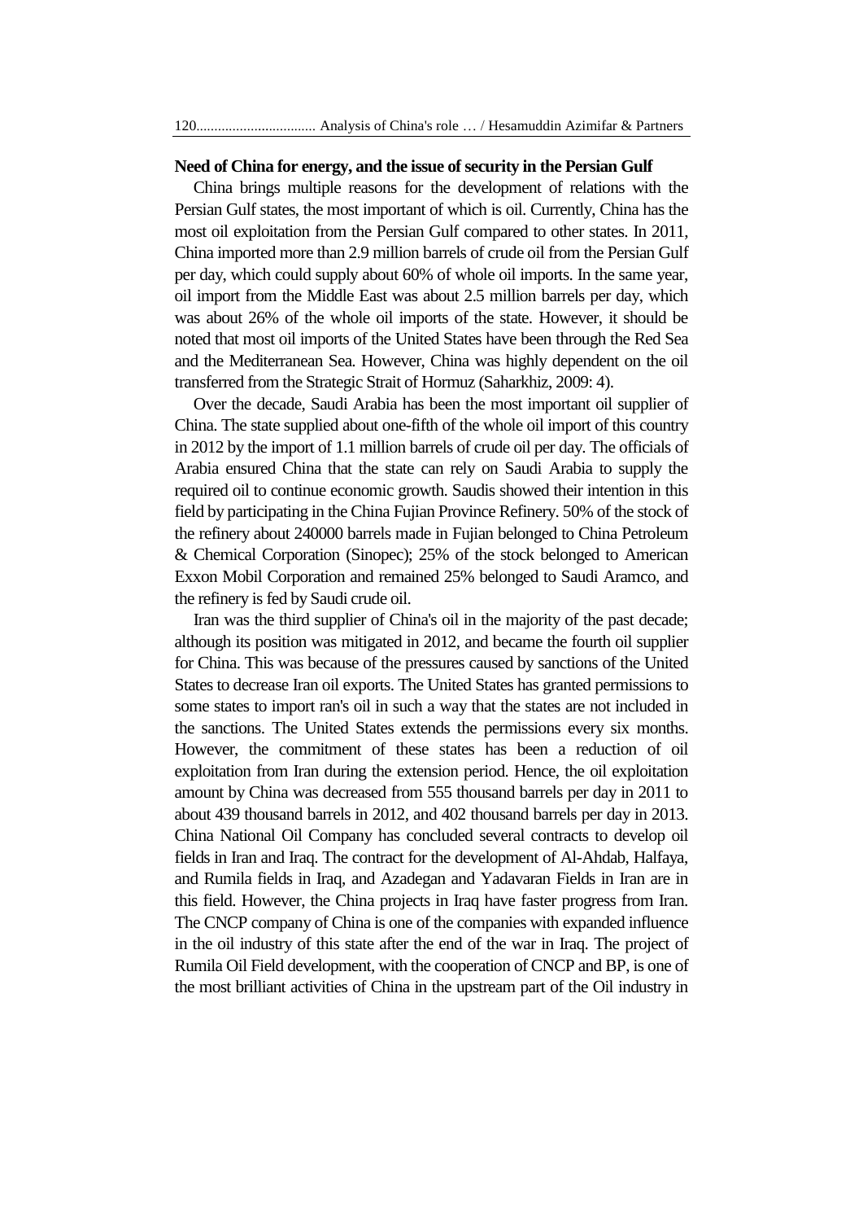**Need of China for energy, and the issue of security in the Persian Gulf**

China brings multiple reasons for the development of relations with the Persian Gulf states, the most important of which is oil. Currently, China has the most oil exploitation from the Persian Gulf compared to other states. In 2011, China imported more than 2.9 million barrels of crude oil from the Persian Gulf per day, which could supply about 60% of whole oil imports. In the same year, oil import from the Middle East was about 2.5 million barrels per day, which was about 26% of the whole oil imports of the state. However, it should be noted that most oil imports of the United States have been through the Red Sea and the Mediterranean Sea. However, China was highly dependent on the oil transferred from the Strategic Strait of Hormuz (Saharkhiz, 2009: 4).

Over the decade, Saudi Arabia has been the most important oil supplier of China. The state supplied about one-fifth of the whole oil import of this country in 2012 by the import of 1.1 million barrels of crude oil per day. The officials of Arabia ensured China that the state can rely on Saudi Arabia to supply the required oil to continue economic growth. Saudis showed their intention in this field by participating in the China Fujian Province Refinery. 50% of the stock of the refinery about 240000 barrels made in Fujian belonged to China Petroleum & Chemical Corporation (Sinopec); 25% of the stock belonged to American Exxon Mobil Corporation and remained 25% belonged to Saudi Aramco, and the refinery is fed by Saudi crude oil.

Iran was the third supplier of China's oil in the majority of the past decade; although its position was mitigated in 2012, and became the fourth oil supplier for China. This was because of the pressures caused by sanctions of the United States to decrease Iran oil exports. The United States has granted permissions to some states to import ran's oil in such a way that the states are not included in the sanctions. The United States extends the permissions every six months. However, the commitment of these states has been a reduction of oil exploitation from Iran during the extension period. Hence, the oil exploitation amount by China was decreased from 555 thousand barrels per day in 2011 to about 439 thousand barrels in 2012, and 402 thousand barrels per day in 2013. China National Oil Company has concluded several contracts to develop oil fields in Iran and Iraq. The contract for the development of Al-Ahdab, Halfaya, and Rumila fields in Iraq, and Azadegan and Yadavaran Fields in Iran are in this field. However, the China projects in Iraq have faster progress from Iran. The CNCP company of China is one of the companies with expanded influence in the oil industry of this state after the end of the war in Iraq. The project of Rumila Oil Field development, with the cooperation of CNCP and BP, is one of the most brilliant activities of China in the upstream part of the Oil industry in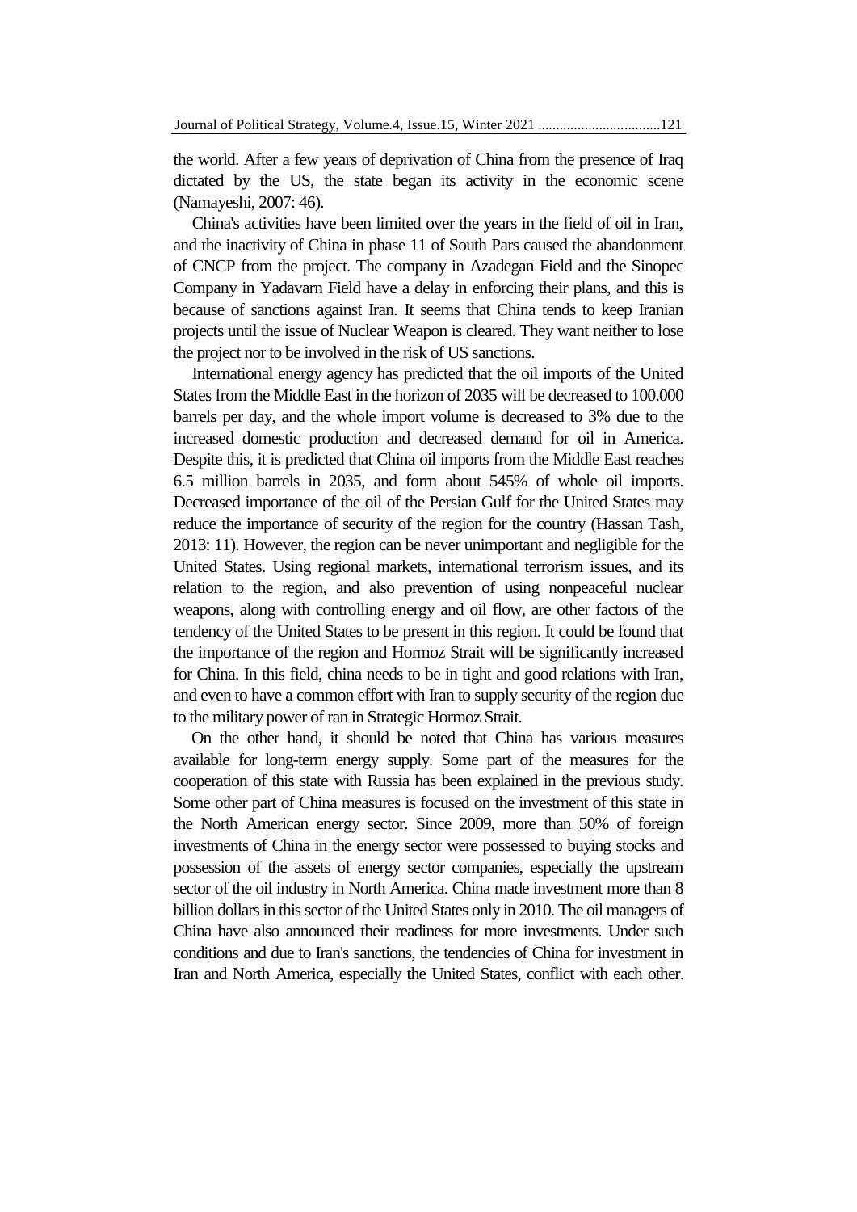the world. After a few years of deprivation of China from the presence of Iraq dictated by the US, the state began its activity in the economic scene (Namayeshi, 2007: 46).

China's activities have been limited over the years in the field of oil in Iran, and the inactivity of China in phase 11 of South Pars caused the abandonment of CNCP from the project. The company in Azadegan Field and the Sinopec Company in Yadavarn Field have a delay in enforcing their plans, and this is because of sanctions against Iran. It seems that China tends to keep Iranian projects until the issue of Nuclear Weapon is cleared. They want neither to lose the project nor to be involved in the risk of US sanctions.

International energy agency has predicted that the oil imports of the United States from the Middle East in the horizon of 2035 will be decreased to 100.000 barrels per day, and the whole import volume is decreased to 3% due to the increased domestic production and decreased demand for oil in America. Despite this, it is predicted that China oil imports from the Middle East reaches 6.5 million barrels in 2035, and form about 545% of whole oil imports. Decreased importance of the oil of the Persian Gulf for the United States may reduce the importance of security of the region for the country (Hassan Tash, 2013: 11). However, the region can be never unimportant and negligible for the United States. Using regional markets, international terrorism issues, and its relation to the region, and also prevention of using nonpeaceful nuclear weapons, along with controlling energy and oil flow, are other factors of the tendency of the United States to be present in this region. It could be found that the importance of the region and Hormoz Strait will be significantly increased for China. In this field, china needs to be in tight and good relations with Iran, and even to have a common effort with Iran to supply security of the region due to the military power of ran in Strategic Hormoz Strait.

On the other hand, it should be noted that China has various measures available for long-term energy supply. Some part of the measures for the cooperation of this state with Russia has been explained in the previous study. Some other part of China measures is focused on the investment of this state in the North American energy sector. Since 2009, more than 50% of foreign investments of China in the energy sector were possessed to buying stocks and possession of the assets of energy sector companies, especially the upstream sector of the oil industry in North America. China made investment more than 8 billion dollars in this sector of the United States only in 2010. The oil managers of China have also announced their readiness for more investments. Under such conditions and due to Iran's sanctions, the tendencies of China for investment in Iran and North America, especially the United States, conflict with each other.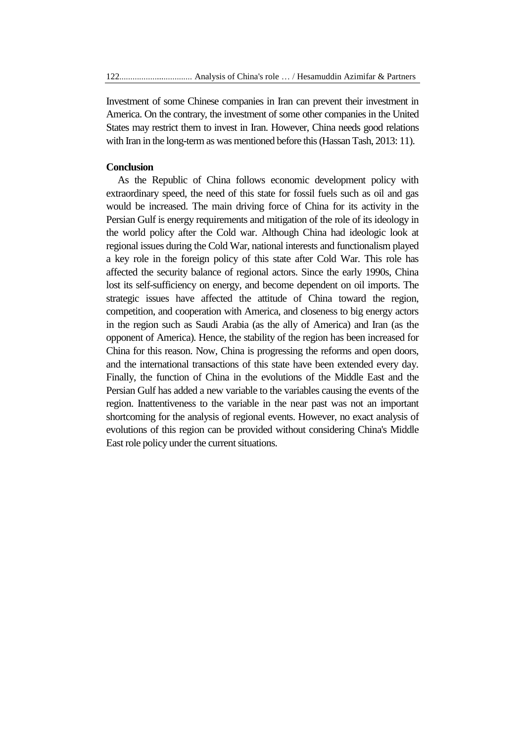Investment of some Chinese companies in Iran can prevent their investment in America. On the contrary, the investment of some other companies in the United States may restrict them to invest in Iran. However, China needs good relations with Iran in the long-term as was mentioned before this (Hassan Tash, 2013: 11).

## Conclusion

As the Republic of China follows economic development policy with extraordinary speed, the need of this state for fossil fuels such as oil and gas would be increased. The main driving force of China for its activity in the Persian Gulf is energy requirements and mitigation of the role of its ideology in the world policy after the Cold war. Although China had ideologic look at regional issues during the Cold War, national interests and functionalism played a key role in the foreign policy of this state after Cold War. This role has affected the security balance of regional actors. Since the early 1990s, China lost its self-sufficiency on energy, and become dependent on oil imports. The strategic issues have affected the attitude of China toward the region, competition, and cooperation with America, and closeness to big energy actors in the region such as Saudi Arabia (as the ally of America) and Iran (as the opponent of America). Hence, the stability of the region has been increased for China for this reason. Now, China is progressing the reforms and open doors, and the international transactions of this state have been extended every day. Finally, the function of China in the evolutions of the Middle East and the Persian Gulf has added a new variable to the variables causing the events of the region. Inattentiveness to the variable in the near past was not an important shortcoming for the analysis of regional events. However, no exact analysis of evolutions of this region can be provided without considering China's Middle East role policy under the current situations.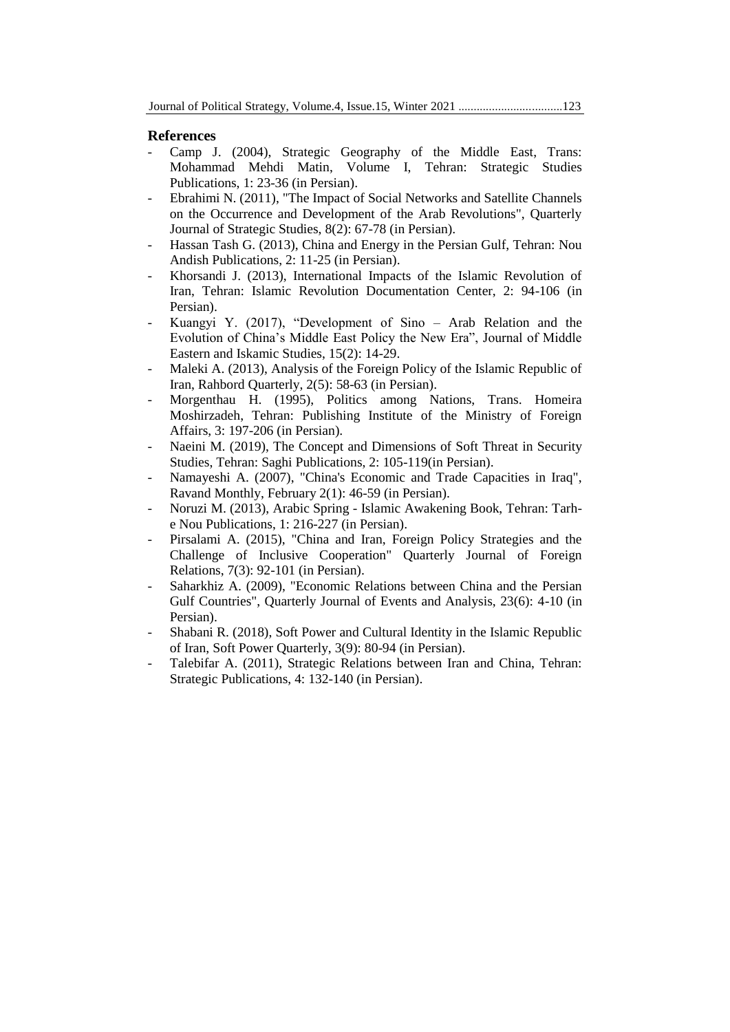## References

- Camp J. (2004), Strategic Geography of the Middle East, Trans: Mohammad Mehdi Matin, Volume I, Tehran: Strategic Studies Publications, 1: 23-36 (in Persian).
- Ebrahimi N. (2011), "The Impact of Social Networks and Satellite Channels on the Occurrence and Development of the Arab Revolutions", Quarterly Journal of Strategic Studies, 8(2): 67-78 (in Persian).
- Hassan Tash G. (2013), China and Energy in the Persian Gulf, Tehran: Nou Andish Publications, 2: 11-25 (in Persian).
- Khorsandi J. (2013), International Impacts of the Islamic Revolution of Iran, Tehran: Islamic Revolution Documentation Center, 2: 94-106 (in Persian).
- Kuangyi Y. (2017), "Development of Sino – Arab Relation and the Evolution of China's Middle East Policy the New Era", Journal of Middle Eastern and Iskamic Studies, 15(2): 14-29.
- Maleki A. (2013), Analysis of the Foreign Policy of the Islamic Republic of Iran, Rahbord Quarterly, 2(5): 58-63 (in Persian).
- Morgenthau H. (1995), Politics among Nations, Trans. Homeira Moshirzadeh, Tehran: Publishing Institute of the Ministry of Foreign Affairs, 3: 197-206 (in Persian).
- Naeini M. (2019), The Concept and Dimensions of Soft Threat in Security Studies, Tehran: Saghi Publications, 2: 105-119(in Persian).
- Namayeshi A. (2007), "China's Economic and Trade Capacities in Iraq", Ravand Monthly, February 2(1): 46-59 (in Persian).
- Noruzi M. (2013), Arabic Spring - Islamic Awakening Book, Tehran: Tarh-e Nou Publications, 1: 216-227 (in Persian).
- Pirsalami A. (2015), "China and Iran, Foreign Policy Strategies and the Challenge of Inclusive Cooperation" Quarterly Journal of Foreign Relations, 7(3): 92-101 (in Persian).
- Saharkhiz A. (2009), "Economic Relations between China and the Persian Gulf Countries", Quarterly Journal of Events and Analysis, 23(6): 4-10 (in Persian).
- Shabani R. (2018), Soft Power and Cultural Identity in the Islamic Republic of Iran, Soft Power Quarterly, 3(9): 80-94 (in Persian).
- Talebifar A. (2011), Strategic Relations between Iran and China, Tehran: Strategic Publications, 4: 132-140 (in Persian).